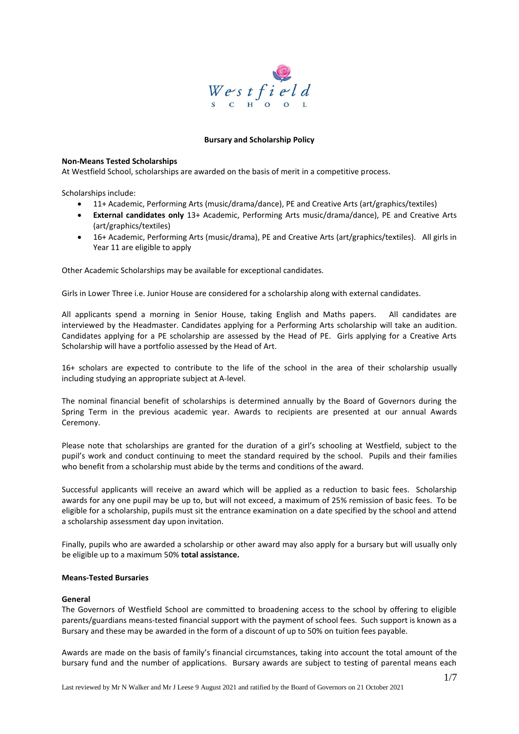# Bursary and Scholarship Policy

## Non-Means Tested Scholarships

At Westfield School, scholarships are awarded on the basis of merit in a competitive process.

Scholarships include:

- 11+ Academic, Performing Arts (music/drama/dance), PE and Creative Arts (art/graphics/textiles)
- **External candidates only** 13+ Academic, Performing Arts music/drama/dance), PE and Creative Arts (art/graphics/textiles)
- 16+ Academic, Performing Arts (music/drama), PE and Creative Arts (art/graphics/textiles). All girls in Year 11 are eligible to apply

Other Academic Scholarships may be available for exceptional candidates.

Girls in Lower Three i.e. Junior House are considered for a scholarship along with external candidates.

All applicants spend a morning in Senior House, taking English and Maths papers. All candidates are interviewed by the Headmaster. Candidates applying for a Performing Arts scholarship will take an audition. Candidates applying for a PE scholarship are assessed by the Head of PE. Girls applying for a Creative Arts Scholarship will have a portfolio assessed by the Head of Art.

16+ scholars are expected to contribute to the life of the school in the area of their scholarship usually including studying an appropriate subject at A-level.

The nominal financial benefit of scholarships is determined annually by the Board of Governors during the Spring Term in the previous academic year. Awards to recipients are presented at our annual Awards Ceremony.

Please note that scholarships are granted for the duration of a girl's schooling at Westfield, subject to the pupil's work and conduct continuing to meet the standard required by the school. Pupils and their families who benefit from a scholarship must abide by the terms and conditions of the award.

Successful applicants will receive an award which will be applied as a reduction to basic fees. Scholarship awards for any one pupil may be up to, but will not exceed, a maximum of 25% remission of basic fees. To be eligible for a scholarship, pupils must sit the entrance examination on a date specified by the school and attend a scholarship assessment day upon invitation.

Finally, pupils who are awarded a scholarship or other award may also apply for a bursary but will usually only be eligible up to a maximum 50% **total assistance.**

## Means-Tested Bursaries

### General

The Governors of Westfield School are committed to broadening access to the school by offering to eligible parents/guardians means-tested financial support with the payment of school fees. Such support is known as a Bursary and these may be awarded in the form of a discount of up to 50% on tuition fees payable.

Awards are made on the basis of family's financial circumstances, taking into account the total amount of the bursary fund and the number of applications. Bursary awards are subject to testing of parental means each

Last reviewed by Mr N Walker and Mr J Leese 9 August 2021 and ratified by the Board of Governors on 21 October 2021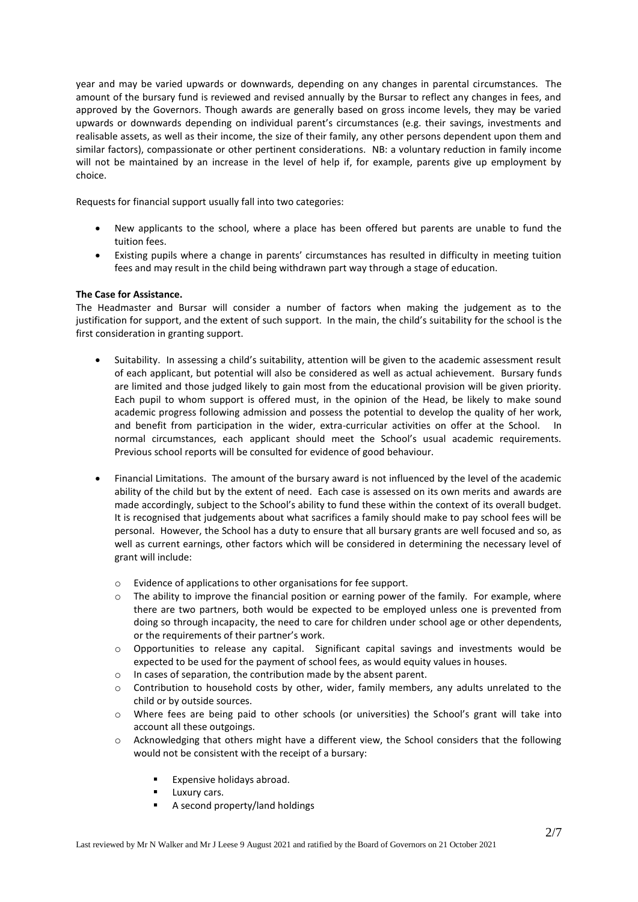year and may be varied upwards or downwards, depending on any changes in parental circumstances. The amount of the bursary fund is reviewed and revised annually by the Bursar to reflect any changes in fees, and approved by the Governors. Though awards are generally based on gross income levels, they may be varied upwards or downwards depending on individual parent's circumstances (e.g. their savings, investments and realisable assets, as well as their income, the size of their family, any other persons dependent upon them and similar factors), compassionate or other pertinent considerations. NB: a voluntary reduction in family income will not be maintained by an increase in the level of help if, for example, parents give up employment by choice.

Requests for financial support usually fall into two categories:

- New applicants to the school, where a place has been offered but parents are unable to fund the tuition fees.
- Existing pupils where a change in parents' circumstances has resulted in difficulty in meeting tuition fees and may result in the child being withdrawn part way through a stage of education.

**The Case for Assistance.**

The Headmaster and Bursar will consider a number of factors when making the judgement as to the justification for support, and the extent of such support. In the main, the child's suitability for the school is the first consideration in granting support.

- Suitability. In assessing a child's suitability, attention will be given to the academic assessment result of each applicant, but potential will also be considered as well as actual achievement. Bursary funds are limited and those judged likely to gain most from the educational provision will be given priority. Each pupil to whom support is offered must, in the opinion of the Head, be likely to make sound academic progress following admission and possess the potential to develop the quality of her work, and benefit from participation in the wider, extra-curricular activities on offer at the School. In normal circumstances, each applicant should meet the School's usual academic requirements. Previous school reports will be consulted for evidence of good behaviour.

- Financial Limitations. The amount of the bursary award is not influenced by the level of the academic ability of the child but by the extent of need. Each case is assessed on its own merits and awards are made accordingly, subject to the School's ability to fund these within the context of its overall budget. It is recognised that judgements about what sacrifices a family should make to pay school fees will be personal. However, the School has a duty to ensure that all bursary grants are well focused and so, as well as current earnings, other factors which will be considered in determining the necessary level of grant will include:

  - Evidence of applications to other organisations for fee support.
  - The ability to improve the financial position or earning power of the family. For example, where there are two partners, both would be expected to be employed unless one is prevented from doing so through incapacity, the need to care for children under school age or other dependents, or the requirements of their partner's work.
  - Opportunities to release any capital. Significant capital savings and investments would be expected to be used for the payment of school fees, as would equity values in houses.
  - In cases of separation, the contribution made by the absent parent.
  - Contribution to household costs by other, wider, family members, any adults unrelated to the child or by outside sources.
  - Where fees are being paid to other schools (or universities) the School's grant will take into account all these outgoings.
  - Acknowledging that others might have a different view, the School considers that the following would not be consistent with the receipt of a bursary:
    - Expensive holidays abroad.
    - Luxury cars.
    - A second property/land holdings

Last reviewed by Mr N Walker and Mr J Leese 9 August 2021 and ratified by the Board of Governors on 21 October 2021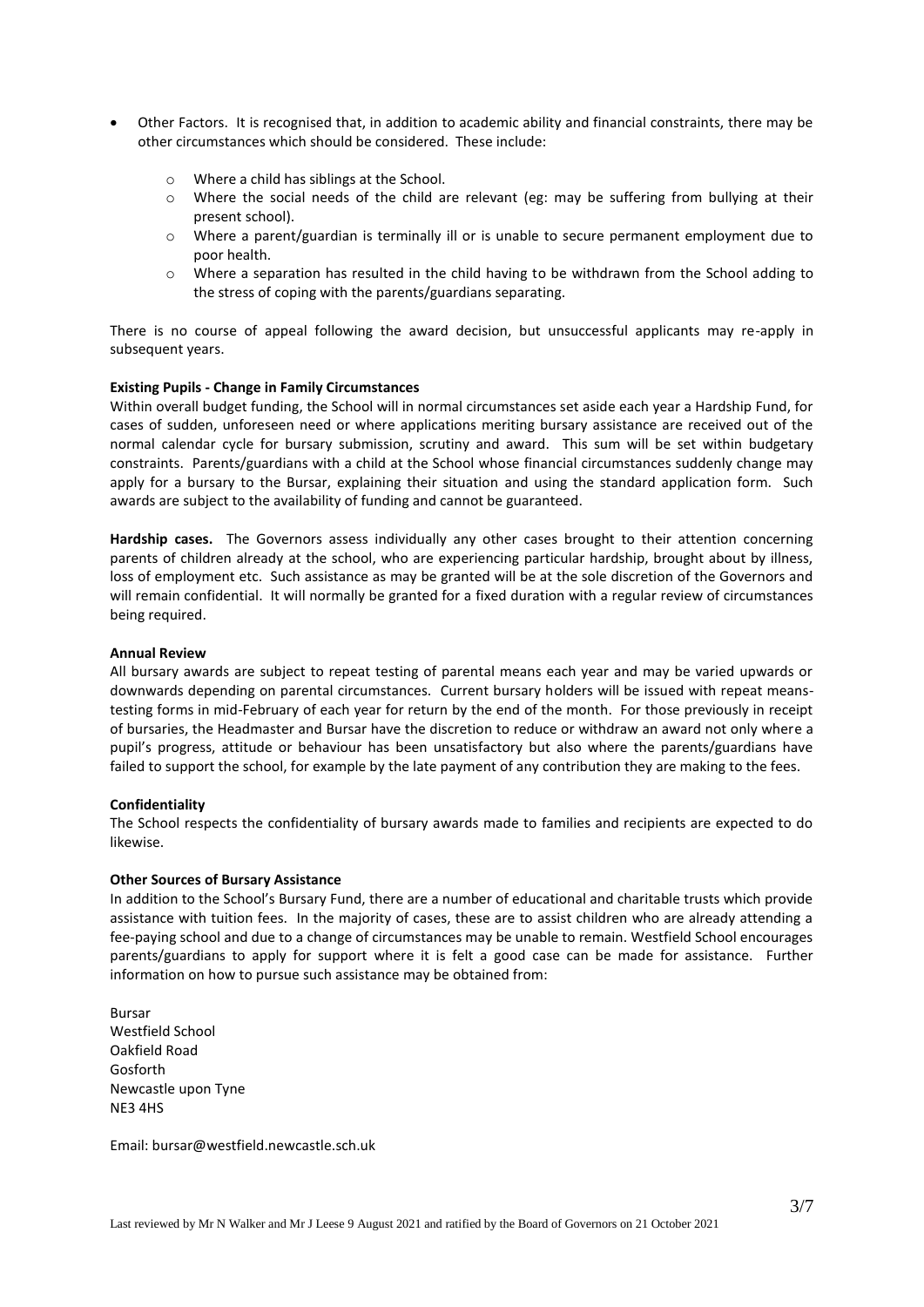- Other Factors. It is recognised that, in addition to academic ability and financial constraints, there may be other circumstances which should be considered. These include:
    - Where a child has siblings at the School.
    - Where the social needs of the child are relevant (eg: may be suffering from bullying at their present school).
    - Where a parent/guardian is terminally ill or is unable to secure permanent employment due to poor health.
    - Where a separation has resulted in the child having to be withdrawn from the School adding to the stress of coping with the parents/guardians separating.

There is no course of appeal following the award decision, but unsuccessful applicants may re-apply in subsequent years.

**Existing Pupils - Change in Family Circumstances**

Within overall budget funding, the School will in normal circumstances set aside each year a Hardship Fund, for cases of sudden, unforeseen need or where applications meriting bursary assistance are received out of the normal calendar cycle for bursary submission, scrutiny and award. This sum will be set within budgetary constraints. Parents/guardians with a child at the School whose financial circumstances suddenly change may apply for a bursary to the Bursar, explaining their situation and using the standard application form. Such awards are subject to the availability of funding and cannot be guaranteed.

**Hardship cases.** The Governors assess individually any other cases brought to their attention concerning parents of children already at the school, who are experiencing particular hardship, brought about by illness, loss of employment etc. Such assistance as may be granted will be at the sole discretion of the Governors and will remain confidential. It will normally be granted for a fixed duration with a regular review of circumstances being required.

**Annual Review**

All bursary awards are subject to repeat testing of parental means each year and may be varied upwards or downwards depending on parental circumstances. Current bursary holders will be issued with repeat means-testing forms in mid-February of each year for return by the end of the month. For those previously in receipt of bursaries, the Headmaster and Bursar have the discretion to reduce or withdraw an award not only where a pupil's progress, attitude or behaviour has been unsatisfactory but also where the parents/guardians have failed to support the school, for example by the late payment of any contribution they are making to the fees.

**Confidentiality**

The School respects the confidentiality of bursary awards made to families and recipients are expected to do likewise.

**Other Sources of Bursary Assistance**

In addition to the School's Bursary Fund, there are a number of educational and charitable trusts which provide assistance with tuition fees. In the majority of cases, these are to assist children who are already attending a fee-paying school and due to a change of circumstances may be unable to remain. Westfield School encourages parents/guardians to apply for support where it is felt a good case can be made for assistance. Further information on how to pursue such assistance may be obtained from:

Bursar
Westfield School
Oakfield Road
Gosforth
Newcastle upon Tyne
NE3 4HS

Email: bursar@westfield.newcastle.sch.uk

Last reviewed by Mr N Walker and Mr J Leese 9 August 2021 and ratified by the Board of Governors on 21 October 2021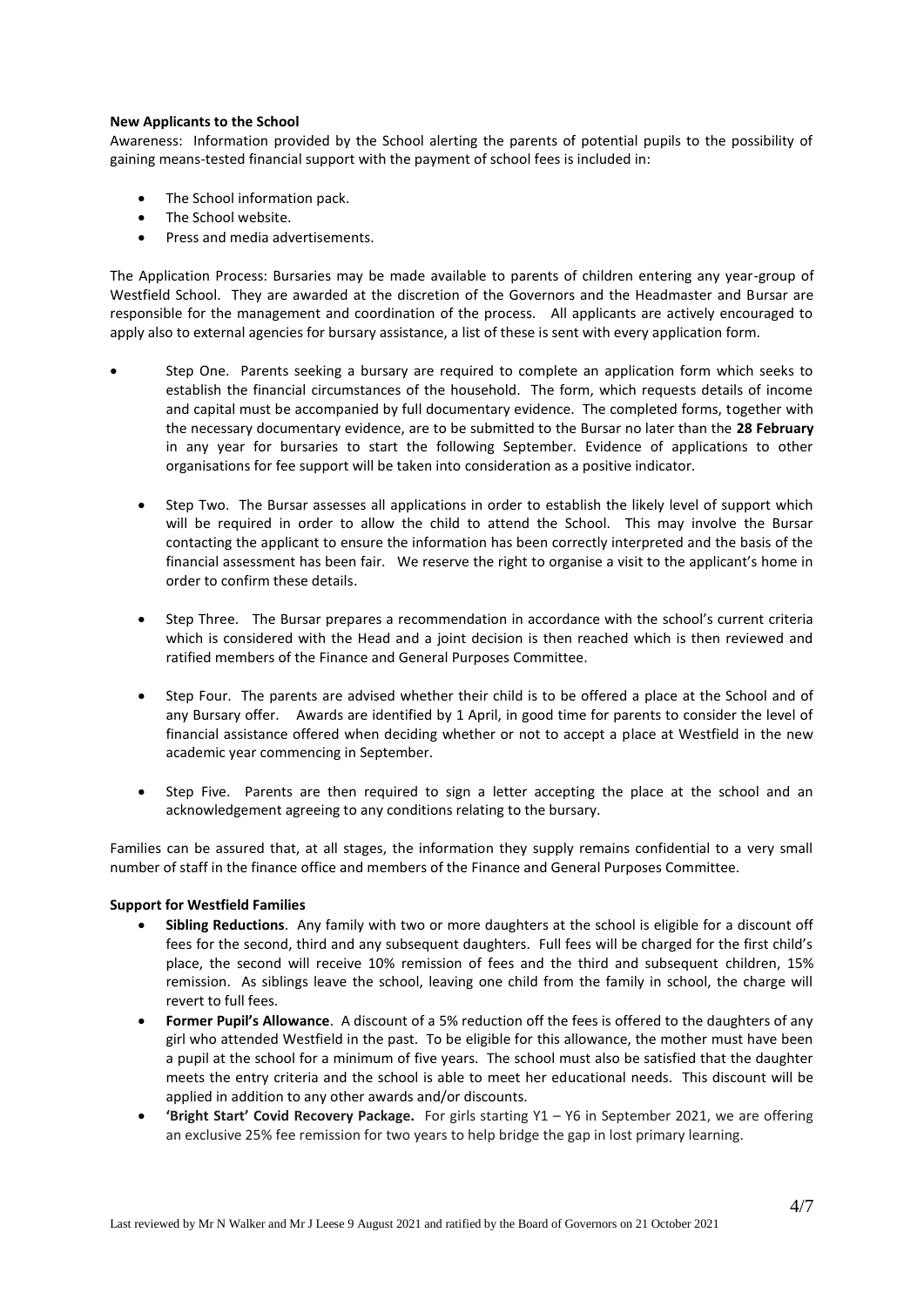**New Applicants to the School**

Awareness: Information provided by the School alerting the parents of potential pupils to the possibility of gaining means-tested financial support with the payment of school fees is included in:

- The School information pack.
- The School website.
- Press and media advertisements.

The Application Process: Bursaries may be made available to parents of children entering any year-group of Westfield School. They are awarded at the discretion of the Governors and the Headmaster and Bursar are responsible for the management and coordination of the process. All applicants are actively encouraged to apply also to external agencies for bursary assistance, a list of these is sent with every application form.

- Step One. Parents seeking a bursary are required to complete an application form which seeks to establish the financial circumstances of the household. The form, which requests details of income and capital must be accompanied by full documentary evidence. The completed forms, together with the necessary documentary evidence, are to be submitted to the Bursar no later than the **28 February** in any year for bursaries to start the following September. Evidence of applications to other organisations for fee support will be taken into consideration as a positive indicator.

- Step Two. The Bursar assesses all applications in order to establish the likely level of support which will be required in order to allow the child to attend the School. This may involve the Bursar contacting the applicant to ensure the information has been correctly interpreted and the basis of the financial assessment has been fair. We reserve the right to organise a visit to the applicant's home in order to confirm these details.

- Step Three. The Bursar prepares a recommendation in accordance with the school's current criteria which is considered with the Head and a joint decision is then reached which is then reviewed and ratified members of the Finance and General Purposes Committee.

- Step Four. The parents are advised whether their child is to be offered a place at the School and of any Bursary offer. Awards are identified by 1 April, in good time for parents to consider the level of financial assistance offered when deciding whether or not to accept a place at Westfield in the new academic year commencing in September.

- Step Five. Parents are then required to sign a letter accepting the place at the school and an acknowledgement agreeing to any conditions relating to the bursary.

Families can be assured that, at all stages, the information they supply remains confidential to a very small number of staff in the finance office and members of the Finance and General Purposes Committee.

**Support for Westfield Families**

- **Sibling Reductions**. Any family with two or more daughters at the school is eligible for a discount off fees for the second, third and any subsequent daughters. Full fees will be charged for the first child's place, the second will receive 10% remission of fees and the third and subsequent children, 15% remission. As siblings leave the school, leaving one child from the family in school, the charge will revert to full fees.
- **Former Pupil's Allowance**. A discount of a 5% reduction off the fees is offered to the daughters of any girl who attended Westfield in the past. To be eligible for this allowance, the mother must have been a pupil at the school for a minimum of five years. The school must also be satisfied that the daughter meets the entry criteria and the school is able to meet her educational needs. This discount will be applied in addition to any other awards and/or discounts.
- **'Bright Start' Covid Recovery Package.** For girls starting Y1 – Y6 in September 2021, we are offering an exclusive 25% fee remission for two years to help bridge the gap in lost primary learning.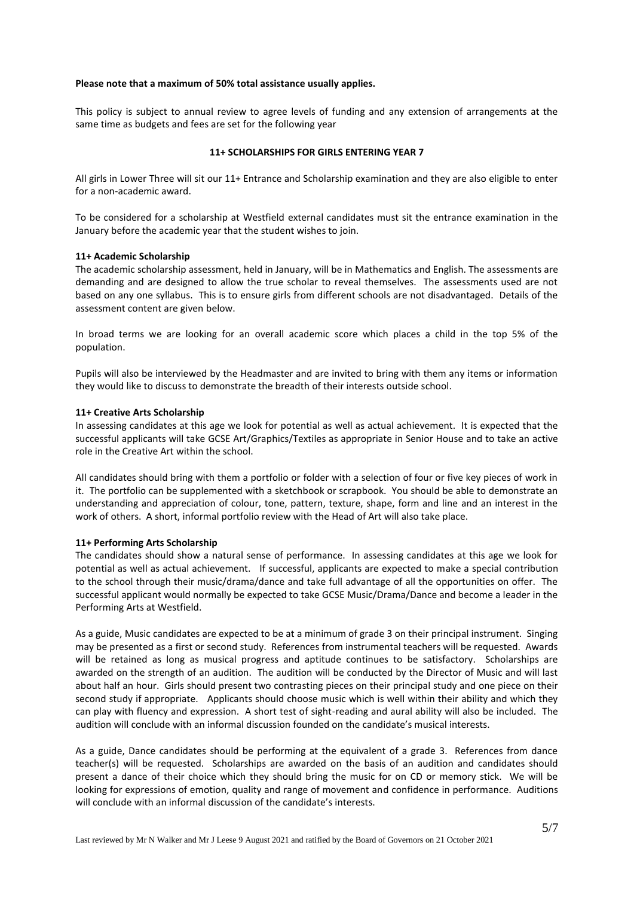**Please note that a maximum of 50% total assistance usually applies.**

This policy is subject to annual review to agree levels of funding and any extension of arrangements at the same time as budgets and fees are set for the following year

## 11+ SCHOLARSHIPS FOR GIRLS ENTERING YEAR 7

All girls in Lower Three will sit our 11+ Entrance and Scholarship examination and they are also eligible to enter for a non-academic award.

To be considered for a scholarship at Westfield external candidates must sit the entrance examination in the January before the academic year that the student wishes to join.

### 11+ Academic Scholarship

The academic scholarship assessment, held in January, will be in Mathematics and English. The assessments are demanding and are designed to allow the true scholar to reveal themselves. The assessments used are not based on any one syllabus. This is to ensure girls from different schools are not disadvantaged. Details of the assessment content are given below.

In broad terms we are looking for an overall academic score which places a child in the top 5% of the population.

Pupils will also be interviewed by the Headmaster and are invited to bring with them any items or information they would like to discuss to demonstrate the breadth of their interests outside school.

### 11+ Creative Arts Scholarship

In assessing candidates at this age we look for potential as well as actual achievement. It is expected that the successful applicants will take GCSE Art/Graphics/Textiles as appropriate in Senior House and to take an active role in the Creative Art within the school.

All candidates should bring with them a portfolio or folder with a selection of four or five key pieces of work in it. The portfolio can be supplemented with a sketchbook or scrapbook. You should be able to demonstrate an understanding and appreciation of colour, tone, pattern, texture, shape, form and line and an interest in the work of others. A short, informal portfolio review with the Head of Art will also take place.

### 11+ Performing Arts Scholarship

The candidates should show a natural sense of performance. In assessing candidates at this age we look for potential as well as actual achievement. If successful, applicants are expected to make a special contribution to the school through their music/drama/dance and take full advantage of all the opportunities on offer. The successful applicant would normally be expected to take GCSE Music/Drama/Dance and become a leader in the Performing Arts at Westfield.

As a guide, Music candidates are expected to be at a minimum of grade 3 on their principal instrument. Singing may be presented as a first or second study. References from instrumental teachers will be requested. Awards will be retained as long as musical progress and aptitude continues to be satisfactory. Scholarships are awarded on the strength of an audition. The audition will be conducted by the Director of Music and will last about half an hour. Girls should present two contrasting pieces on their principal study and one piece on their second study if appropriate. Applicants should choose music which is well within their ability and which they can play with fluency and expression. A short test of sight-reading and aural ability will also be included. The audition will conclude with an informal discussion founded on the candidate's musical interests.

As a guide, Dance candidates should be performing at the equivalent of a grade 3. References from dance teacher(s) will be requested. Scholarships are awarded on the basis of an audition and candidates should present a dance of their choice which they should bring the music for on CD or memory stick. We will be looking for expressions of emotion, quality and range of movement and confidence in performance. Auditions will conclude with an informal discussion of the candidate's interests.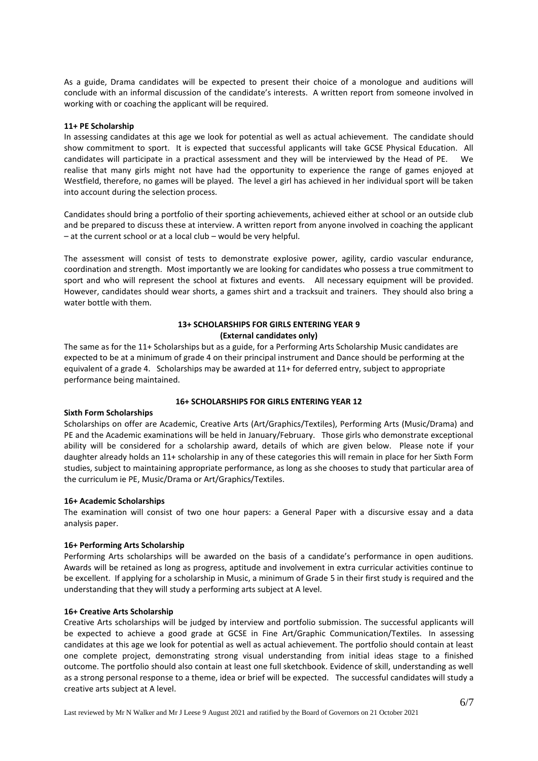As a guide, Drama candidates will be expected to present their choice of a monologue and auditions will conclude with an informal discussion of the candidate's interests. A written report from someone involved in working with or coaching the applicant will be required.

**11+ PE Scholarship**

In assessing candidates at this age we look for potential as well as actual achievement. The candidate should show commitment to sport. It is expected that successful applicants will take GCSE Physical Education. All candidates will participate in a practical assessment and they will be interviewed by the Head of PE. We realise that many girls might not have had the opportunity to experience the range of games enjoyed at Westfield, therefore, no games will be played. The level a girl has achieved in her individual sport will be taken into account during the selection process.

Candidates should bring a portfolio of their sporting achievements, achieved either at school or an outside club and be prepared to discuss these at interview. A written report from anyone involved in coaching the applicant – at the current school or at a local club – would be very helpful.

The assessment will consist of tests to demonstrate explosive power, agility, cardio vascular endurance, coordination and strength. Most importantly we are looking for candidates who possess a true commitment to sport and who will represent the school at fixtures and events. All necessary equipment will be provided. However, candidates should wear shorts, a games shirt and a tracksuit and trainers. They should also bring a water bottle with them.

## 13+ SCHOLARSHIPS FOR GIRLS ENTERING YEAR 9
**(External candidates only)**

The same as for the 11+ Scholarships but as a guide, for a Performing Arts Scholarship Music candidates are expected to be at a minimum of grade 4 on their principal instrument and Dance should be performing at the equivalent of a grade 4. Scholarships may be awarded at 11+ for deferred entry, subject to appropriate performance being maintained.

## 16+ SCHOLARSHIPS FOR GIRLS ENTERING YEAR 12

**Sixth Form Scholarships**

Scholarships on offer are Academic, Creative Arts (Art/Graphics/Textiles), Performing Arts (Music/Drama) and PE and the Academic examinations will be held in January/February. Those girls who demonstrate exceptional ability will be considered for a scholarship award, details of which are given below. Please note if your daughter already holds an 11+ scholarship in any of these categories this will remain in place for her Sixth Form studies, subject to maintaining appropriate performance, as long as she chooses to study that particular area of the curriculum ie PE, Music/Drama or Art/Graphics/Textiles.

**16+ Academic Scholarships**

The examination will consist of two one hour papers: a General Paper with a discursive essay and a data analysis paper.

**16+ Performing Arts Scholarship**

Performing Arts scholarships will be awarded on the basis of a candidate's performance in open auditions. Awards will be retained as long as progress, aptitude and involvement in extra curricular activities continue to be excellent. If applying for a scholarship in Music, a minimum of Grade 5 in their first study is required and the understanding that they will study a performing arts subject at A level.

**16+ Creative Arts Scholarship**

Creative Arts scholarships will be judged by interview and portfolio submission. The successful applicants will be expected to achieve a good grade at GCSE in Fine Art/Graphic Communication/Textiles. In assessing candidates at this age we look for potential as well as actual achievement. The portfolio should contain at least one complete project, demonstrating strong visual understanding from initial ideas stage to a finished outcome. The portfolio should also contain at least one full sketchbook. Evidence of skill, understanding as well as a strong personal response to a theme, idea or brief will be expected. The successful candidates will study a creative arts subject at A level.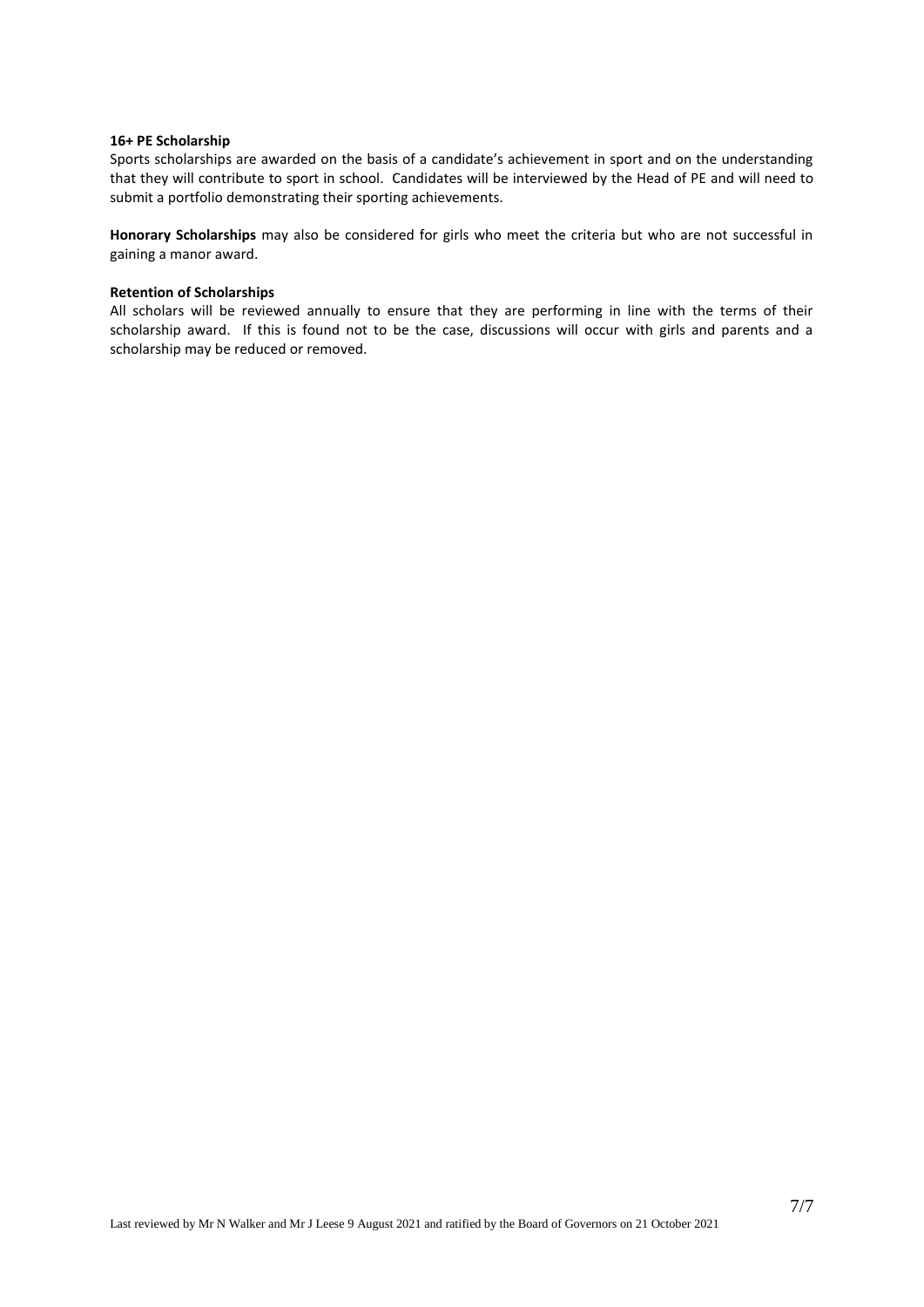**16+ PE Scholarship**

Sports scholarships are awarded on the basis of a candidate's achievement in sport and on the understanding that they will contribute to sport in school. Candidates will be interviewed by the Head of PE and will need to submit a portfolio demonstrating their sporting achievements.

**Honorary Scholarships** may also be considered for girls who meet the criteria but who are not successful in gaining a manor award.

**Retention of Scholarships**

All scholars will be reviewed annually to ensure that they are performing in line with the terms of their scholarship award. If this is found not to be the case, discussions will occur with girls and parents and a scholarship may be reduced or removed.

Last reviewed by Mr N Walker and Mr J Leese 9 August 2021 and ratified by the Board of Governors on 21 October 2021